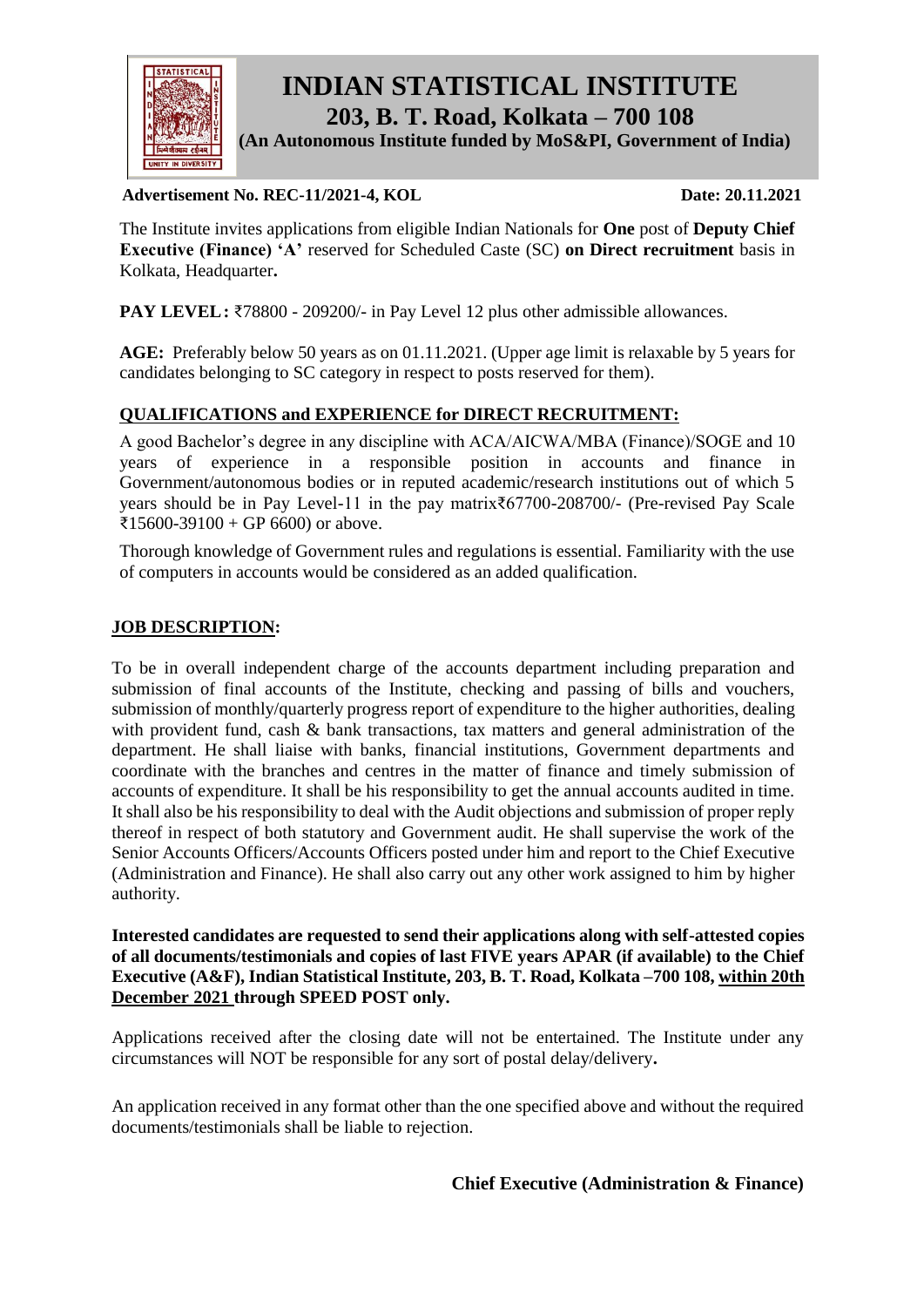# INDIAN STATISTICAL INSTITUTE

## 203, B. T. Road, Kolkata – 700 108

**(An Autonomous Institute funded by MoS&PI, Government of India)**

**Advertisement No. REC-11/2021-4, KOL** **Date: 20.11.2021**

The Institute invites applications from eligible Indian Nationals for **One** post of **Deputy Chief Executive (Finance) 'A'** reserved for Scheduled Caste (SC) **on Direct recruitment** basis in Kolkata, Headquarter**.**

**PAY LEVEL:** ₹78800 - 209200/- in Pay Level 12 plus other admissible allowances.

**AGE:** Preferably below 50 years as on 01.11.2021. (Upper age limit is relaxable by 5 years for candidates belonging to SC category in respect to posts reserved for them).

**QUALIFICATIONS and EXPERIENCE for DIRECT RECRUITMENT:**

A good Bachelor's degree in any discipline with ACA/AICWA/MBA (Finance)/SOGE and 10 years of experience in a responsible position in accounts and finance in Government/autonomous bodies or in reputed academic/research institutions out of which 5 years should be in Pay Level-11 in the pay matrix₹67700-208700/- (Pre-revised Pay Scale ₹15600-39100 + GP 6600) or above.

Thorough knowledge of Government rules and regulations is essential. Familiarity with the use of computers in accounts would be considered as an added qualification.

**JOB DESCRIPTION:**

To be in overall independent charge of the accounts department including preparation and submission of final accounts of the Institute, checking and passing of bills and vouchers, submission of monthly/quarterly progress report of expenditure to the higher authorities, dealing with provident fund, cash & bank transactions, tax matters and general administration of the department. He shall liaise with banks, financial institutions, Government departments and coordinate with the branches and centres in the matter of finance and timely submission of accounts of expenditure. It shall be his responsibility to get the annual accounts audited in time. It shall also be his responsibility to deal with the Audit objections and submission of proper reply thereof in respect of both statutory and Government audit. He shall supervise the work of the Senior Accounts Officers/Accounts Officers posted under him and report to the Chief Executive (Administration and Finance). He shall also carry out any other work assigned to him by higher authority.

**Interested candidates are requested to send their applications along with self-attested copies of all documents/testimonials and copies of last FIVE years APAR (if available) to the Chief Executive (A&F), Indian Statistical Institute, 203, B. T. Road, Kolkata –700 108, within 20th December 2021 through SPEED POST only.**

Applications received after the closing date will not be entertained. The Institute under any circumstances will NOT be responsible for any sort of postal delay/delivery**.**

An application received in any format other than the one specified above and without the required documents/testimonials shall be liable to rejection.

**Chief Executive (Administration & Finance)**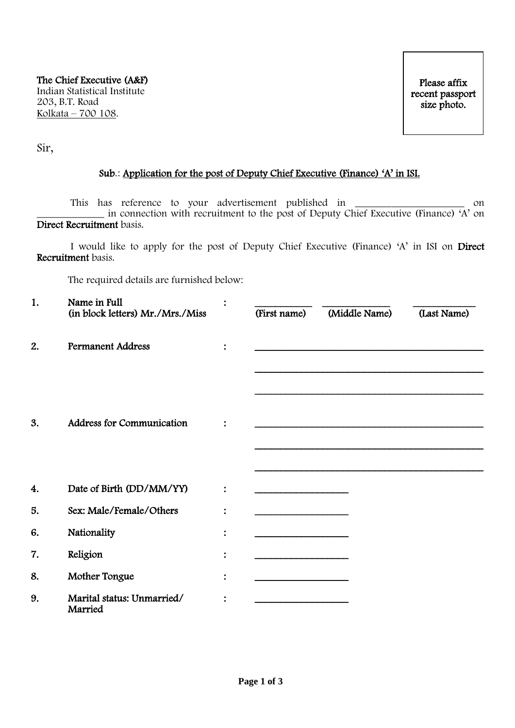The Chief Executive (A&F)
Indian Statistical Institute
203, B.T. Road
Kolkata – 700 108.

Please affix recent passport size photo.

Sir,

**Sub.: Application for the post of Deputy Chief Executive (Finance) 'A' in ISI.**

This has reference to your advertisement published in ____________________ on ____________ in connection with recruitment to the post of Deputy Chief Executive (Finance) 'A' on **Direct Recruitment** basis.

I would like to apply for the post of Deputy Chief Executive (Finance) 'A' in ISI on **Direct Recruitment** basis.

The required details are furnished below:

1. **Name in Full (in block letters) Mr./Mrs./Miss** : __________ (First name) __________ (Middle Name) __________ (Last Name)

2. **Permanent Address** : ________________________________________
________________________________________
________________________________________

3. **Address for Communication** : ________________________________________
________________________________________
________________________________________

4. **Date of Birth (DD/MM/YY)** : ________________

5. **Sex: Male/Female/Others** : ________________

6. **Nationality** : ________________

7. **Religion** : ________________

8. **Mother Tongue** : ________________

9. **Marital status: Unmarried/ Married** : ________________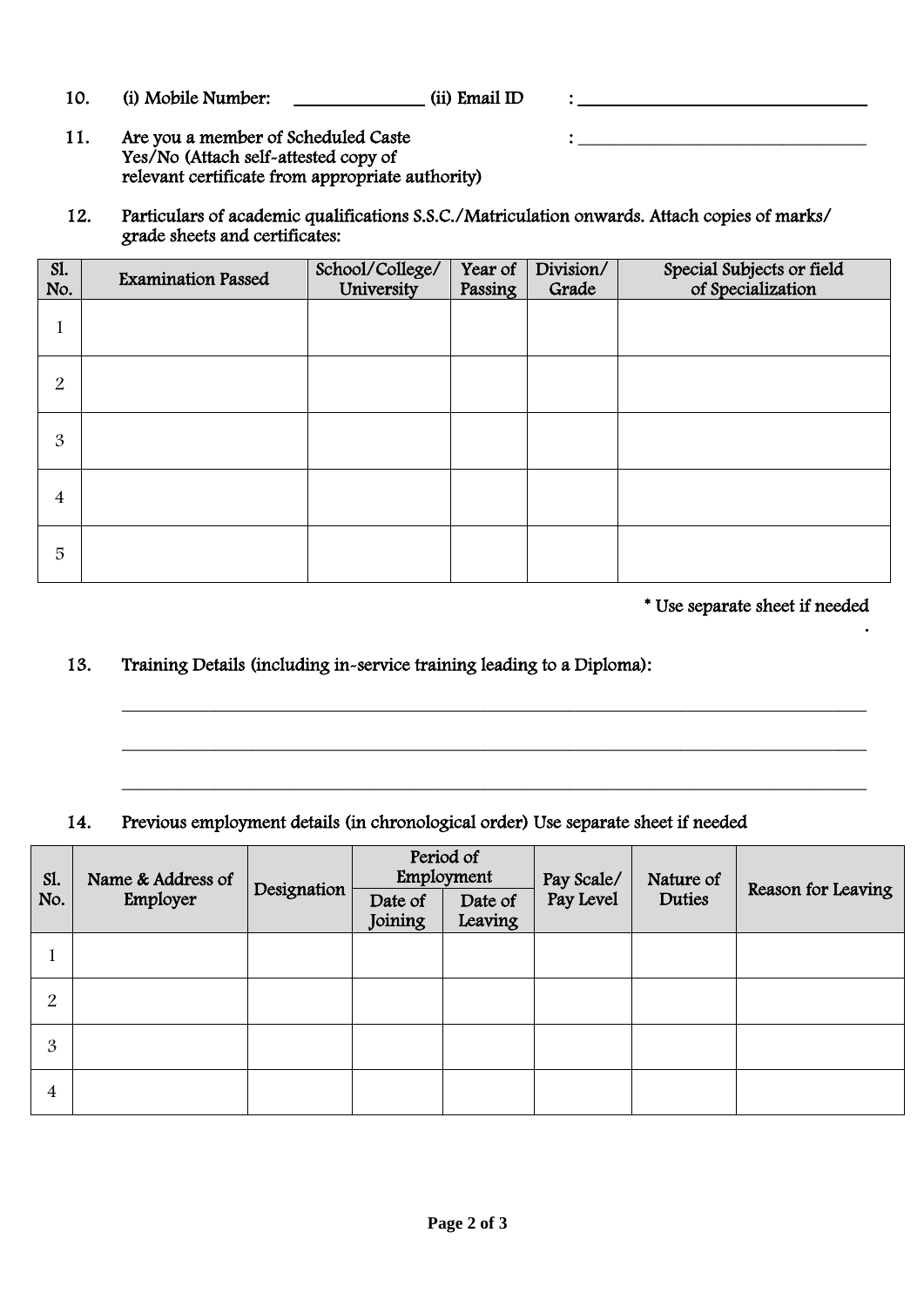10. (i) Mobile Number: ______________ (ii) Email ID : ______________________________

11. Are you a member of Scheduled Caste Yes/No (Attach self-attested copy of relevant certificate from appropriate authority) : ______________________________

12. Particulars of academic qualifications S.S.C./Matriculation onwards. Attach copies of marks/ grade sheets and certificates:

| Sl. No. | Examination Passed | School/College/ University | Year of Passing | Division/ Grade | Special Subjects or field of Specialization |
|---|---|---|---|---|---|
| 1 | | | | | |
| 2 | | | | | |
| 3 | | | | | |
| 4 | | | | | |
| 5 | | | | | |

\* Use separate sheet if needed

13. Training Details (including in-service training leading to a Diploma):

______________________________________________________________________

______________________________________________________________________

______________________________________________________________________

14. Previous employment details (in chronological order) Use separate sheet if needed

| Sl. No. | Name & Address of Employer | Designation | Period of Employment | | Pay Scale/ Pay Level | Nature of Duties | Reason for Leaving |
|---|---|---|---|---|---|---|---|
| | | | Date of Joining | Date of Leaving | | | |
| 1 | | | | | | | |
| 2 | | | | | | | |
| 3 | | | | | | | |
| 4 | | | | | | | |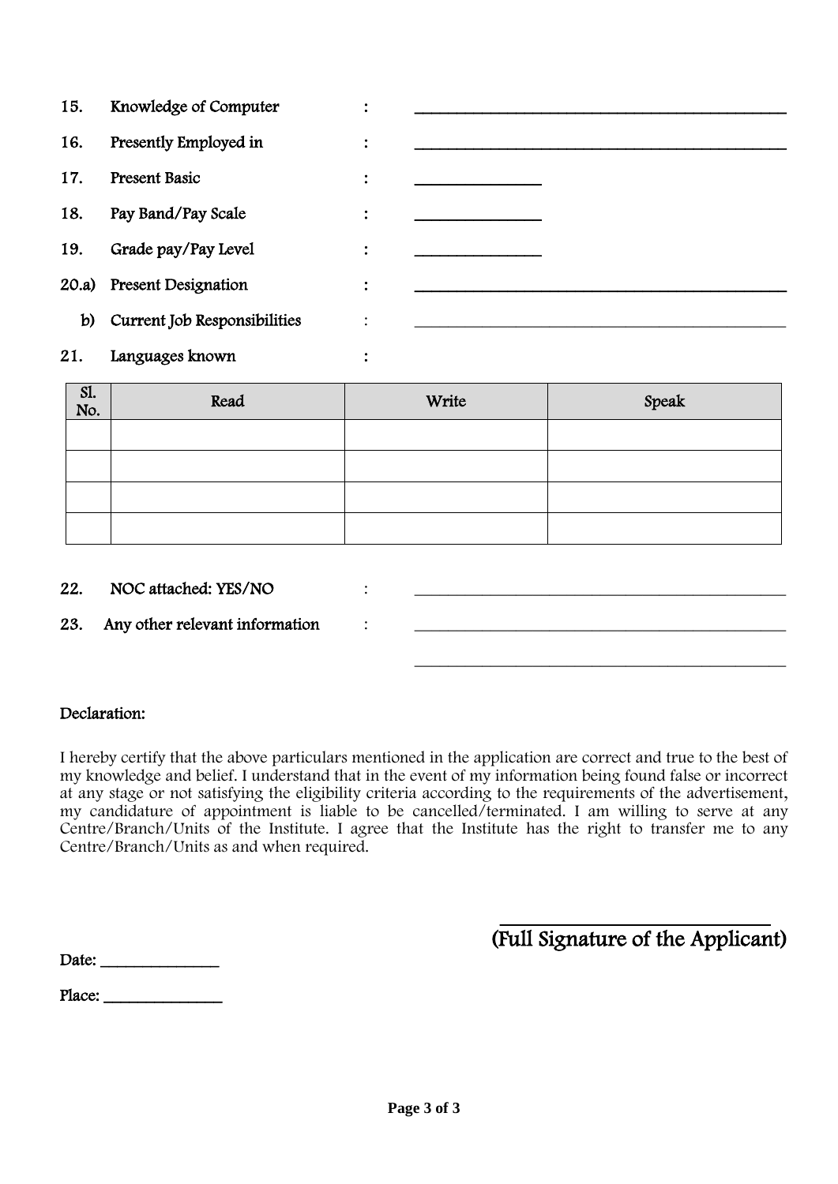15. Knowledge of Computer : _______________________________________________

16. Presently Employed in : _______________________________________________

17. Present Basic : ________________

18. Pay Band/Pay Scale : ________________

19. Grade pay/Pay Level : ________________

20.a) Present Designation : _______________________________________________

b) Current Job Responsibilities : _______________________________________________

21. Languages known :

| Sl. No. | Read | Write | Speak |
|---|---|---|---|
| | | | |
| | | | |
| | | | |
| | | | |

22. NOC attached: YES/NO : _______________________________________________

23. Any other relevant information : _______________________________________________

_______________________________________________

**Declaration:**

I hereby certify that the above particulars mentioned in the application are correct and true to the best of my knowledge and belief. I understand that in the event of my information being found false or incorrect at any stage or not satisfying the eligibility criteria according to the requirements of the advertisement, my candidature of appointment is liable to be cancelled/terminated. I am willing to serve at any Centre/Branch/Units of the Institute. I agree that the Institute has the right to transfer me to any Centre/Branch/Units as and when required.

_______________________________

**(Full Signature of the Applicant)**

Date: _______________

Place: _______________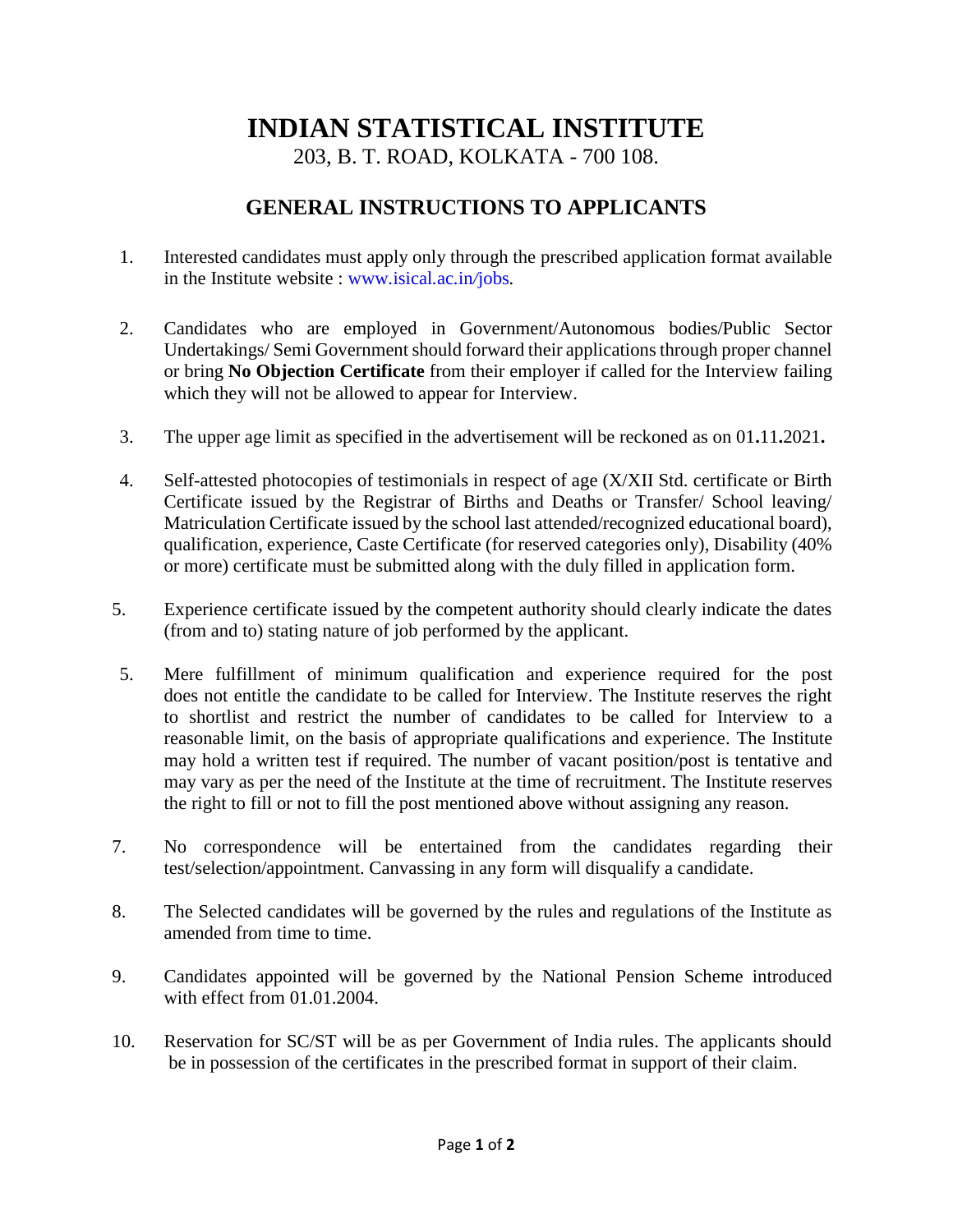# INDIAN STATISTICAL INSTITUTE

203, B. T. ROAD, KOLKATA - 700 108.

## GENERAL INSTRUCTIONS TO APPLICANTS

1. Interested candidates must apply only through the prescribed application format available in the Institute website : www.isical.ac.in/jobs.

2. Candidates who are employed in Government/Autonomous bodies/Public Sector Undertakings/ Semi Government should forward their applications through proper channel or bring **No Objection Certificate** from their employer if called for the Interview failing which they will not be allowed to appear for Interview.

3. The upper age limit as specified in the advertisement will be reckoned as on 01**.**11**.**2021**.**

4. Self-attested photocopies of testimonials in respect of age (X/XII Std. certificate or Birth Certificate issued by the Registrar of Births and Deaths or Transfer/ School leaving/ Matriculation Certificate issued by the school last attended/recognized educational board), qualification, experience, Caste Certificate (for reserved categories only), Disability (40% or more) certificate must be submitted along with the duly filled in application form.

5. Experience certificate issued by the competent authority should clearly indicate the dates (from and to) stating nature of job performed by the applicant.

5. Mere fulfillment of minimum qualification and experience required for the post does not entitle the candidate to be called for Interview. The Institute reserves the right to shortlist and restrict the number of candidates to be called for Interview to a reasonable limit, on the basis of appropriate qualifications and experience. The Institute may hold a written test if required. The number of vacant position/post is tentative and may vary as per the need of the Institute at the time of recruitment. The Institute reserves the right to fill or not to fill the post mentioned above without assigning any reason.

7. No correspondence will be entertained from the candidates regarding their test/selection/appointment. Canvassing in any form will disqualify a candidate.

8. The Selected candidates will be governed by the rules and regulations of the Institute as amended from time to time.

9. Candidates appointed will be governed by the National Pension Scheme introduced with effect from 01.01.2004.

10. Reservation for SC/ST will be as per Government of India rules. The applicants should be in possession of the certificates in the prescribed format in support of their claim.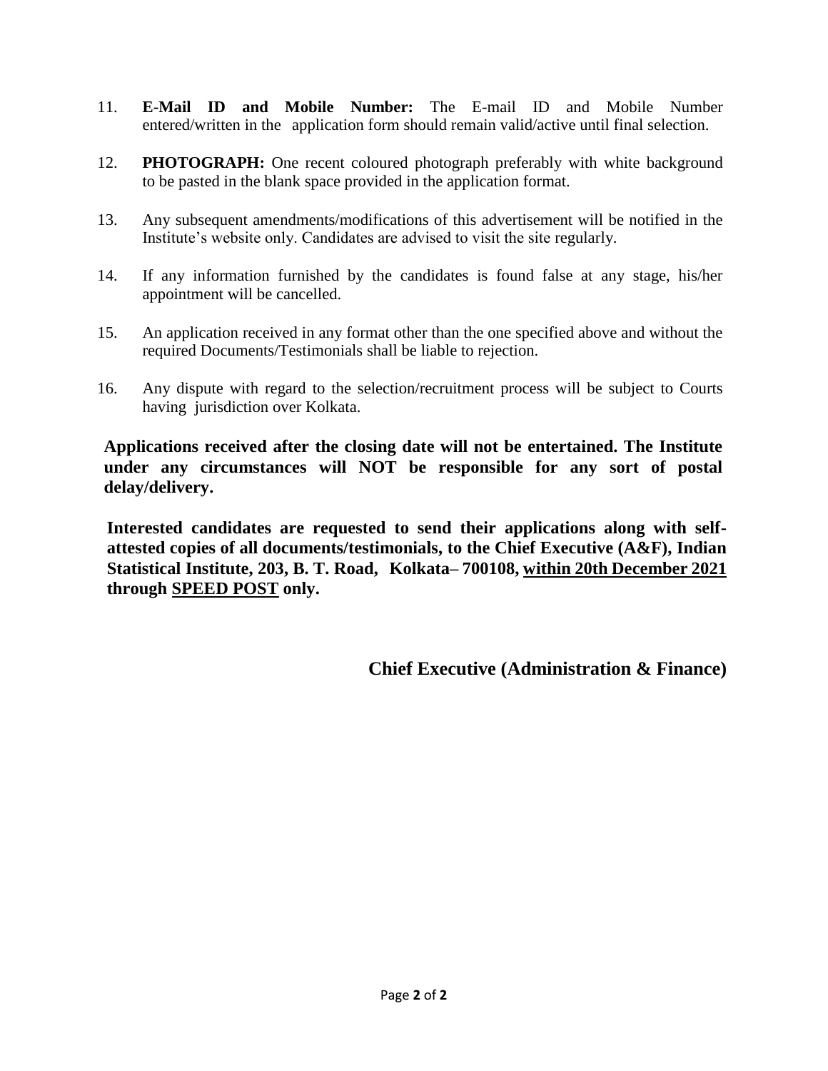11. **E-Mail ID and Mobile Number:** The E-mail ID and Mobile Number entered/written in the application form should remain valid/active until final selection.

12. **PHOTOGRAPH:** One recent coloured photograph preferably with white background to be pasted in the blank space provided in the application format.

13. Any subsequent amendments/modifications of this advertisement will be notified in the Institute's website only. Candidates are advised to visit the site regularly.

14. If any information furnished by the candidates is found false at any stage, his/her appointment will be cancelled.

15. An application received in any format other than the one specified above and without the required Documents/Testimonials shall be liable to rejection.

16. Any dispute with regard to the selection/recruitment process will be subject to Courts having jurisdiction over Kolkata.

**Applications received after the closing date will not be entertained. The Institute under any circumstances will NOT be responsible for any sort of postal delay/delivery.**

**Interested candidates are requested to send their applications along with self-attested copies of all documents/testimonials, to the Chief Executive (A&F), Indian Statistical Institute, 203, B. T. Road, Kolkata– 700108, <u>within 20th December 2021</u> through <u>SPEED POST</u> only.**

**Chief Executive (Administration & Finance)**